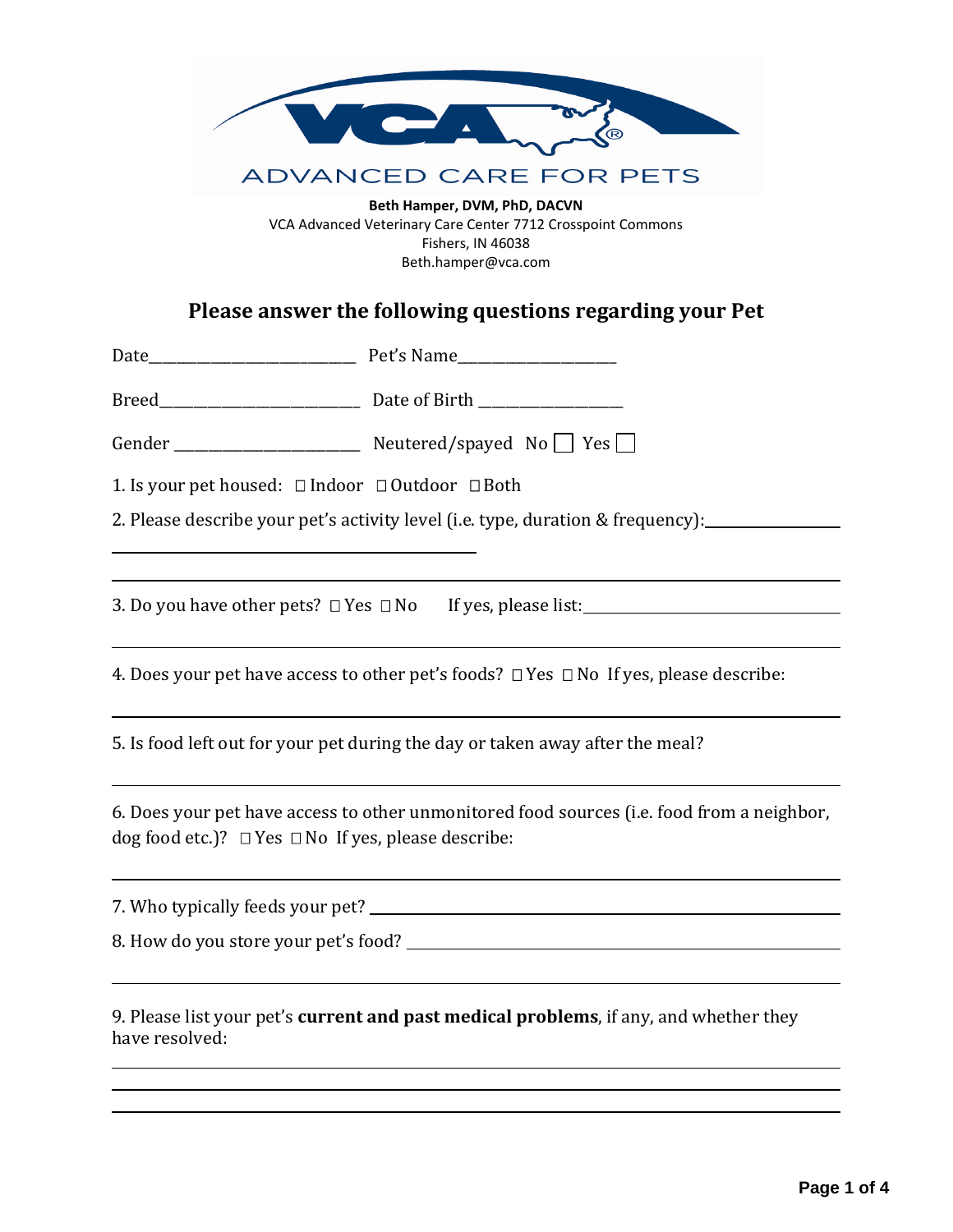ADVANCED CARE FOR PETS

**Beth Hamper, DVM, PhD, DACVN**
VCA Advanced Veterinary Care Center 7712 Crosspoint Commons
Fishers, IN 46038
Beth.hamper@vca.com

## Please answer the following questions regarding your Pet

Date\_\_\_\_\_\_\_\_\_\_\_\_\_\_\_\_\_\_\_\_\_\_\_\_\_\_\_\_ Pet's Name\_\_\_\_\_\_\_\_\_\_\_\_\_\_\_\_\_\_\_\_

Breed\_\_\_\_\_\_\_\_\_\_\_\_\_\_\_\_\_\_\_\_\_\_\_\_\_\_\_ Date of Birth \_\_\_\_\_\_\_\_\_\_\_\_\_\_\_\_\_\_\_

Gender \_\_\_\_\_\_\_\_\_\_\_\_\_\_\_\_\_\_\_\_\_\_\_\_\_ Neutered/spayed No ☐ Yes ☐

1. Is your pet housed: ☐ Indoor ☐ Outdoor ☐ Both

2. Please describe your pet's activity level (i.e. type, duration & frequency):\_\_\_\_\_\_\_\_\_\_\_\_\_\_\_\_

\_\_\_\_\_\_\_\_\_\_\_\_\_\_\_\_\_\_\_\_\_\_\_\_\_\_\_\_\_\_\_\_\_\_\_\_\_\_\_\_\_\_\_\_\_\_\_\_

3. Do you have other pets? ☐ Yes ☐ No If yes, please list:\_\_\_\_\_\_\_\_\_\_\_\_\_\_\_\_\_\_\_\_\_\_\_\_\_\_\_\_\_\_\_\_\_

4. Does your pet have access to other pet's foods? ☐ Yes ☐ No If yes, please describe:

\_\_\_\_\_\_\_\_\_\_\_\_\_\_\_\_\_\_\_\_\_\_\_\_\_\_\_\_\_\_\_\_\_\_\_\_\_\_\_\_\_\_\_\_\_\_\_\_\_\_\_\_\_\_\_\_\_\_\_\_\_\_\_\_\_\_\_\_\_\_\_\_\_\_\_\_\_\_\_\_\_\_\_

5. Is food left out for your pet during the day or taken away after the meal?

\_\_\_\_\_\_\_\_\_\_\_\_\_\_\_\_\_\_\_\_\_\_\_\_\_\_\_\_\_\_\_\_\_\_\_\_\_\_\_\_\_\_\_\_\_\_\_\_\_\_\_\_\_\_\_\_\_\_\_\_\_\_\_\_\_\_\_\_\_\_\_\_\_\_\_\_\_\_\_\_\_\_\_

6. Does your pet have access to other unmonitored food sources (i.e. food from a neighbor, dog food etc.)? ☐ Yes ☐ No If yes, please describe:

\_\_\_\_\_\_\_\_\_\_\_\_\_\_\_\_\_\_\_\_\_\_\_\_\_\_\_\_\_\_\_\_\_\_\_\_\_\_\_\_\_\_\_\_\_\_\_\_\_\_\_\_\_\_\_\_\_\_\_\_\_\_\_\_\_\_\_\_\_\_\_\_\_\_\_\_\_\_\_\_\_\_\_

7. Who typically feeds your pet? \_\_\_\_\_\_\_\_\_\_\_\_\_\_\_\_\_\_\_\_\_\_\_\_\_\_\_\_\_\_\_\_\_\_\_\_\_\_\_\_\_\_\_\_\_\_\_\_\_\_\_\_\_\_\_\_

8. How do you store your pet's food? \_\_\_\_\_\_\_\_\_\_\_\_\_\_\_\_\_\_\_\_\_\_\_\_\_\_\_\_\_\_\_\_\_\_\_\_\_\_\_\_\_\_\_\_\_\_\_\_\_\_\_

\_\_\_\_\_\_\_\_\_\_\_\_\_\_\_\_\_\_\_\_\_\_\_\_\_\_\_\_\_\_\_\_\_\_\_\_\_\_\_\_\_\_\_\_\_\_\_\_\_\_\_\_\_\_\_\_\_\_\_\_\_\_\_\_\_\_\_\_\_\_\_\_\_\_\_\_\_\_\_\_\_\_\_

9. Please list your pet's **current and past medical problems**, if any, and whether they have resolved:

\_\_\_\_\_\_\_\_\_\_\_\_\_\_\_\_\_\_\_\_\_\_\_\_\_\_\_\_\_\_\_\_\_\_\_\_\_\_\_\_\_\_\_\_\_\_\_\_\_\_\_\_\_\_\_\_\_\_\_\_\_\_\_\_\_\_\_\_\_\_\_\_\_\_\_\_\_\_\_\_\_\_\_

\_\_\_\_\_\_\_\_\_\_\_\_\_\_\_\_\_\_\_\_\_\_\_\_\_\_\_\_\_\_\_\_\_\_\_\_\_\_\_\_\_\_\_\_\_\_\_\_\_\_\_\_\_\_\_\_\_\_\_\_\_\_\_\_\_\_\_\_\_\_\_\_\_\_\_\_\_\_\_\_\_\_\_

\_\_\_\_\_\_\_\_\_\_\_\_\_\_\_\_\_\_\_\_\_\_\_\_\_\_\_\_\_\_\_\_\_\_\_\_\_\_\_\_\_\_\_\_\_\_\_\_\_\_\_\_\_\_\_\_\_\_\_\_\_\_\_\_\_\_\_\_\_\_\_\_\_\_\_\_\_\_\_\_\_\_\_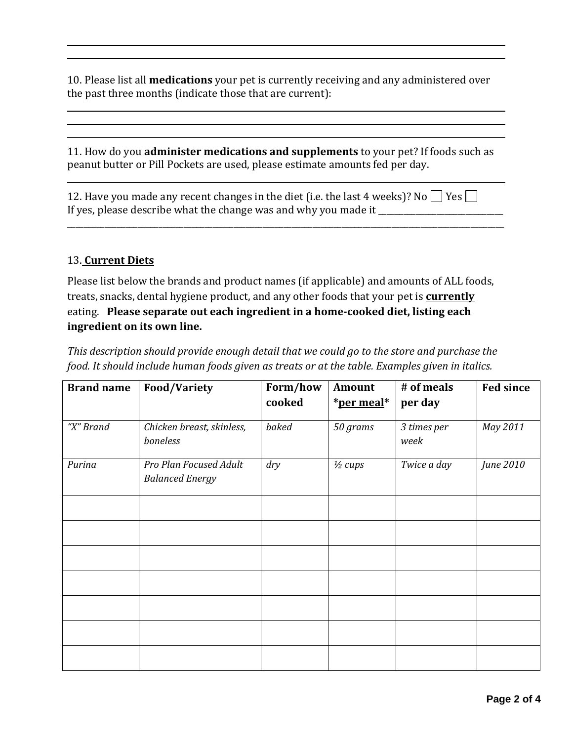10. Please list all **medications** your pet is currently receiving and any administered over the past three months (indicate those that are current):

11. How do you **administer medications and supplements** to your pet? If foods such as peanut butter or Pill Pockets are used, please estimate amounts fed per day.

12. Have you made any recent changes in the diet (i.e. the last 4 weeks)? No ☐ Yes ☐
If yes, please describe what the change was and why you made it ___________________________
____________________________________________________________________________________________

13. **Current Diets**

Please list below the brands and product names (if applicable) and amounts of ALL foods, treats, snacks, dental hygiene product, and any other foods that your pet is **currently** eating. **Please separate out each ingredient in a home-cooked diet, listing each ingredient on its own line.**

*This description should provide enough detail that we could go to the store and purchase the food. It should include human foods given as treats or at the table. Examples given in italics.*

| Brand name | Food/Variety | Form/how cooked | Amount *per meal* | # of meals per day | Fed since |
|---|---|---|---|---|---|
| *"X" Brand* | *Chicken breast, skinless, boneless* | *baked* | *50 grams* | *3 times per week* | *May 2011* |
| *Purina* | *Pro Plan Focused Adult Balanced Energy* | *dry* | *½ cups* | *Twice a day* | *June 2010* |
| | | | | | |
| | | | | | |
| | | | | | |
| | | | | | |
| | | | | | |
| | | | | | |
| | | | | | |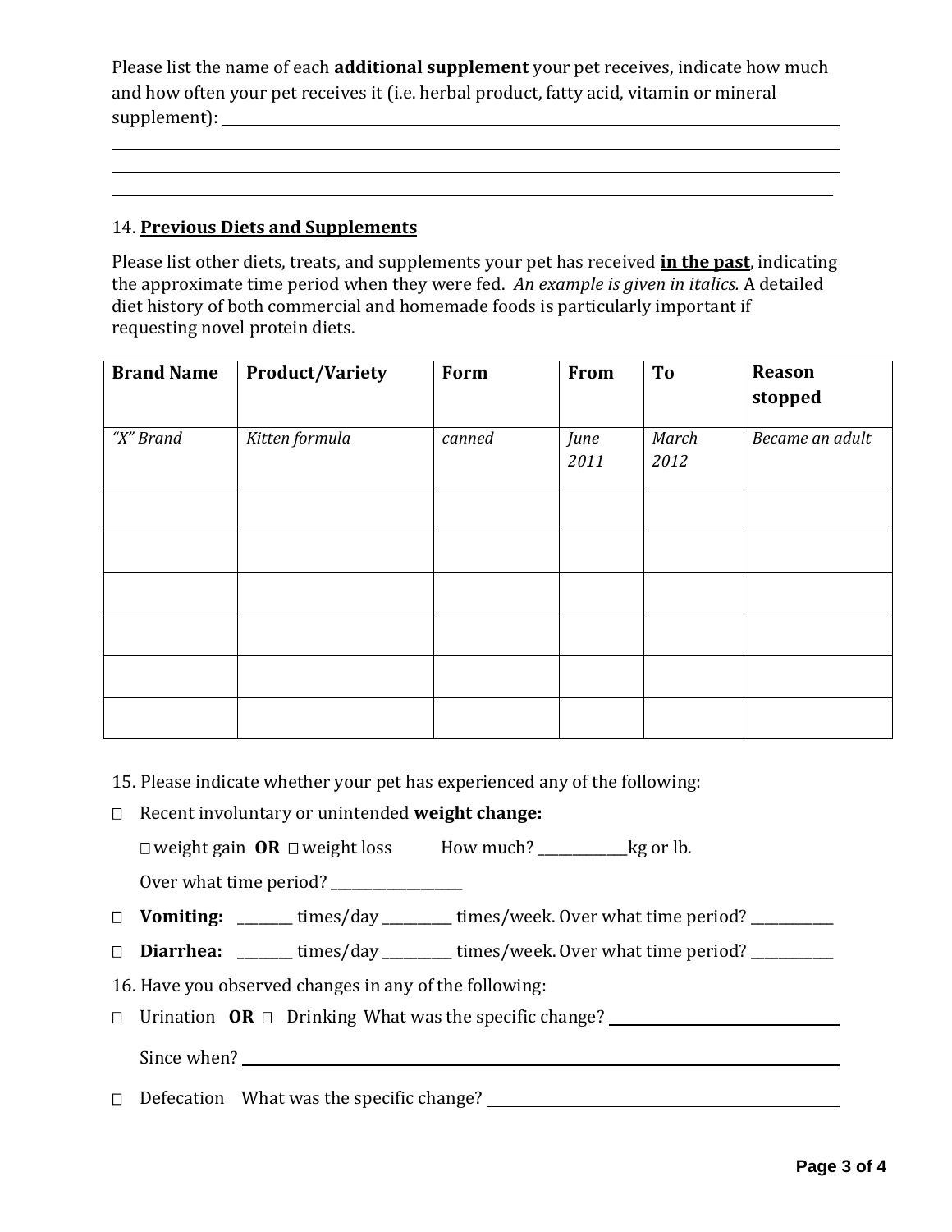Please list the name of each **additional supplement** your pet receives, indicate how much and how often your pet receives it (i.e. herbal product, fatty acid, vitamin or mineral supplement): ______________________________________________________________

______________________________________________________________________________

______________________________________________________________________________

______________________________________________________________________________

14. **Previous Diets and Supplements**

Please list other diets, treats, and supplements your pet has received **in the past**, indicating the approximate time period when they were fed. *An example is given in italics.* A detailed diet history of both commercial and homemade foods is particularly important if requesting novel protein diets.

| Brand Name | Product/Variety | Form | From | To | Reason stopped |
|---|---|---|---|---|---|
| *"X" Brand* | *Kitten formula* | *canned* | *June 2011* | *March 2012* | *Became an adult* |
| | | | | | |
| | | | | | |
| | | | | | |
| | | | | | |
| | | | | | |
| | | | | | |

15. Please indicate whether your pet has experienced any of the following:

☐ Recent involuntary or unintended **weight change:**

☐ weight gain **OR** ☐ weight loss How much? ____________kg or lb.

Over what time period? __________________

☐ **Vomiting:** _______ times/day _________ times/week. Over what time period? ___________

☐ **Diarrhea:** _______ times/day _________ times/week. Over what time period? ___________

16. Have you observed changes in any of the following:

☐ Urination **OR** ☐ Drinking What was the specific change? ______________________________

Since when? ______________________________________________________________________

☐ Defecation What was the specific change? _____________________________________________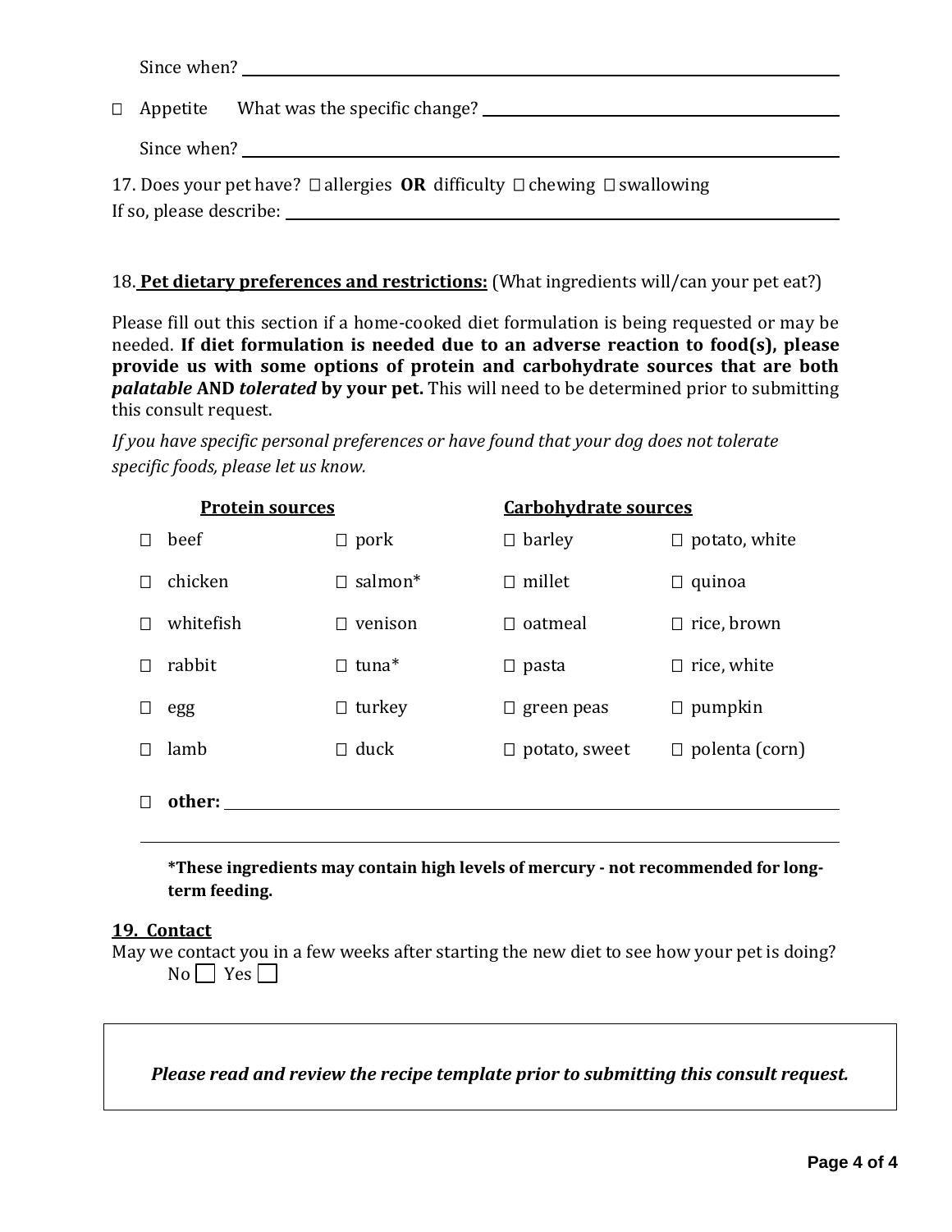Since when? ______________________________

☐ Appetite What was the specific change? ______________________________

Since when? ______________________________

17. Does your pet have? ☐ allergies **OR** difficulty ☐ chewing ☐ swallowing
If so, please describe: ______________________________

18. **Pet dietary preferences and restrictions:** (What ingredients will/can your pet eat?)

Please fill out this section if a home-cooked diet formulation is being requested or may be needed. **If diet formulation is needed due to an adverse reaction to food(s), please provide us with some options of protein and carbohydrate sources that are both *palatable* AND *tolerated* by your pet.** This will need to be determined prior to submitting this consult request.

*If you have specific personal preferences or have found that your dog does not tolerate specific foods, please let us know.*

| Protein sources | | Carbohydrate sources | |
|---|---|---|---|
| ☐ beef | ☐ pork | ☐ barley | ☐ potato, white |
| ☐ chicken | ☐ salmon* | ☐ millet | ☐ quinoa |
| ☐ whitefish | ☐ venison | ☐ oatmeal | ☐ rice, brown |
| ☐ rabbit | ☐ tuna* | ☐ pasta | ☐ rice, white |
| ☐ egg | ☐ turkey | ☐ green peas | ☐ pumpkin |
| ☐ lamb | ☐ duck | ☐ potato, sweet | ☐ polenta (corn) |

☐ **other:** ______________________________

______________________________

**\*These ingredients may contain high levels of mercury - not recommended for long-term feeding.**

**19. Contact**
May we contact you in a few weeks after starting the new diet to see how your pet is doing?
No ☐ Yes ☐

***Please read and review the recipe template prior to submitting this consult request.***